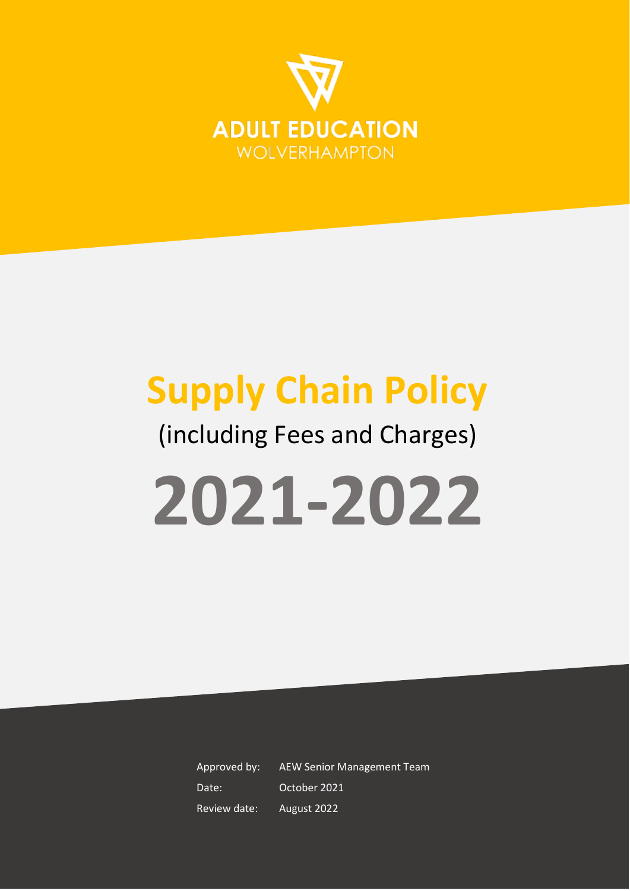ADULT EDUCATION
WOLVERHAMPTON

# Supply Chain Policy

(including Fees and Charges)

# 2021-2022

| | |
|---|---|
| Approved by: | AEW Senior Management Team |
| Date: | October 2021 |
| Review date: | August 2022 |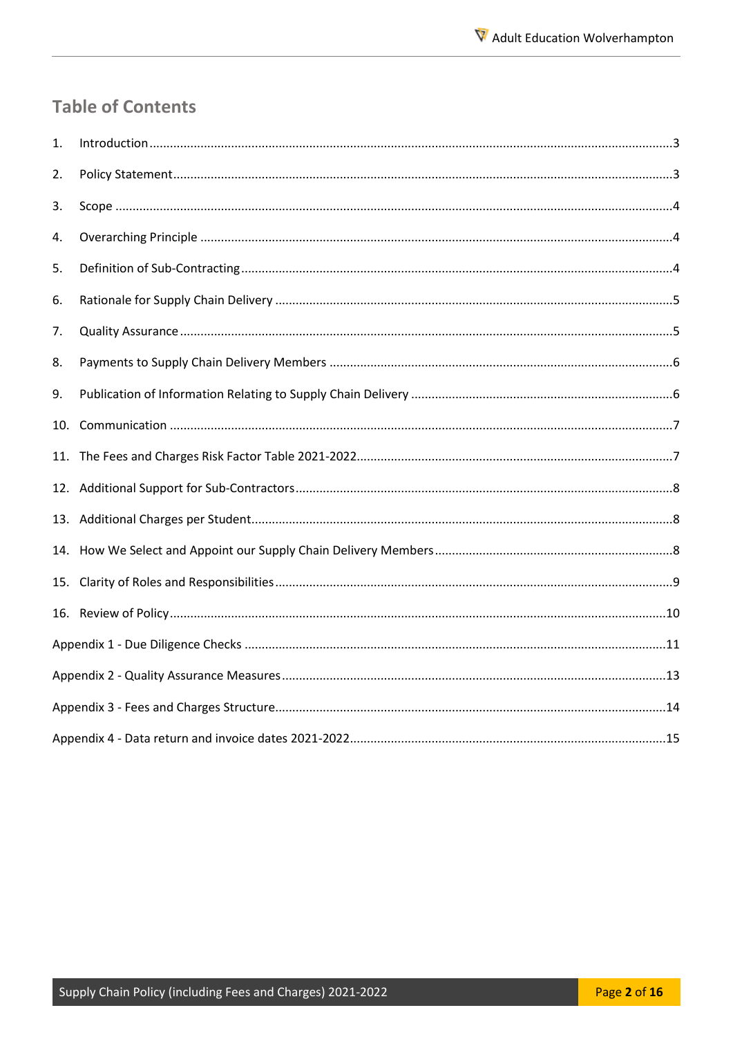## Table of Contents

1. Introduction ... 3
2. Policy Statement ... 3
3. Scope ... 4
4. Overarching Principle ... 4
5. Definition of Sub-Contracting ... 4
6. Rationale for Supply Chain Delivery ... 5
7. Quality Assurance ... 5
8. Payments to Supply Chain Delivery Members ... 6
9. Publication of Information Relating to Supply Chain Delivery ... 6
10. Communication ... 7
11. The Fees and Charges Risk Factor Table 2021-2022 ... 7
12. Additional Support for Sub-Contractors ... 8
13. Additional Charges per Student ... 8
14. How We Select and Appoint our Supply Chain Delivery Members ... 8
15. Clarity of Roles and Responsibilities ... 9
16. Review of Policy ... 10

Appendix 1 - Due Diligence Checks ... 11

Appendix 2 - Quality Assurance Measures ... 13

Appendix 3 - Fees and Charges Structure ... 14

Appendix 4 - Data return and invoice dates 2021-2022 ... 15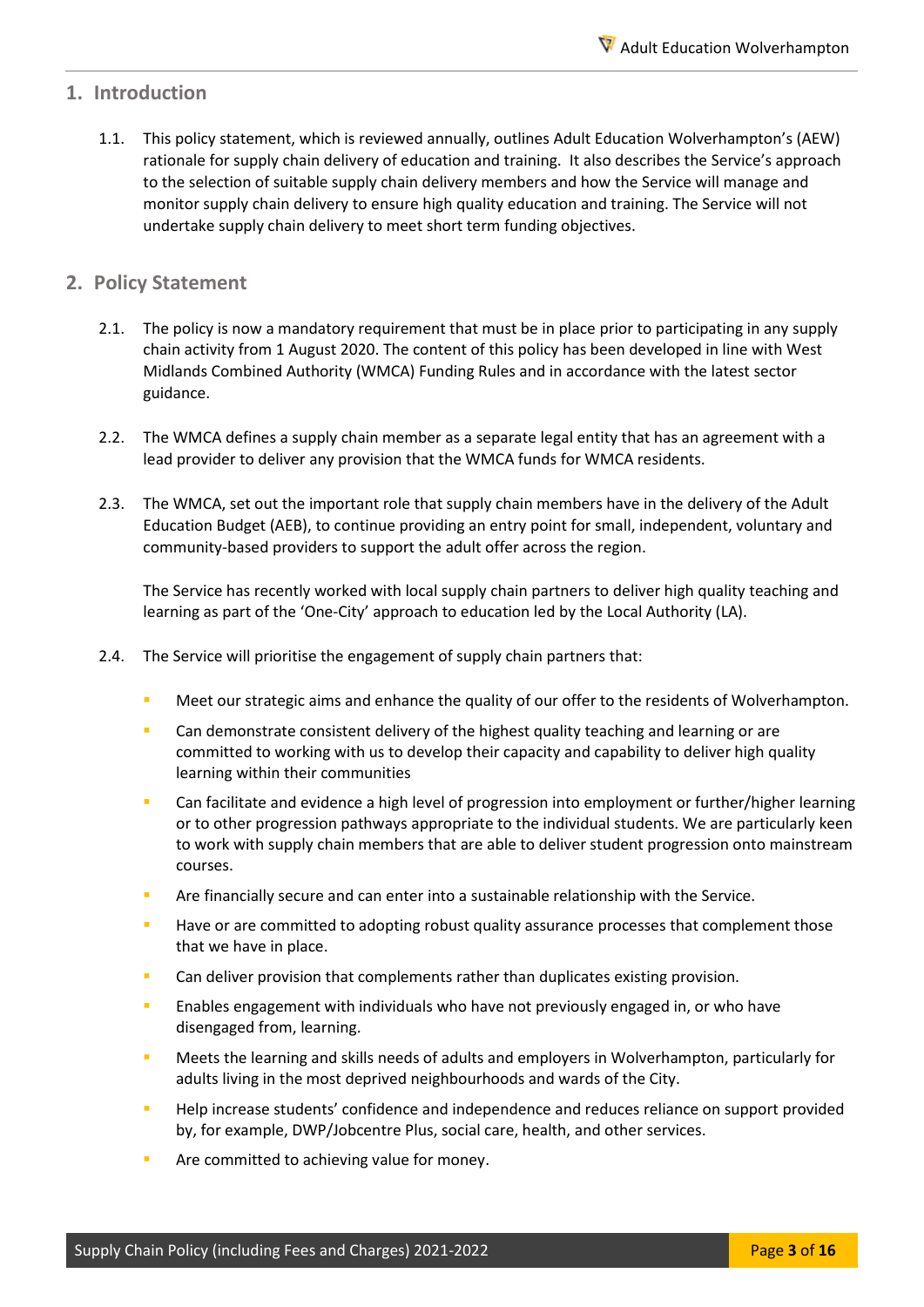## 1. Introduction

1.1. This policy statement, which is reviewed annually, outlines Adult Education Wolverhampton's (AEW) rationale for supply chain delivery of education and training. It also describes the Service's approach to the selection of suitable supply chain delivery members and how the Service will manage and monitor supply chain delivery to ensure high quality education and training. The Service will not undertake supply chain delivery to meet short term funding objectives.

## 2. Policy Statement

2.1. The policy is now a mandatory requirement that must be in place prior to participating in any supply chain activity from 1 August 2020. The content of this policy has been developed in line with West Midlands Combined Authority (WMCA) Funding Rules and in accordance with the latest sector guidance.

2.2. The WMCA defines a supply chain member as a separate legal entity that has an agreement with a lead provider to deliver any provision that the WMCA funds for WMCA residents.

2.3. The WMCA, set out the important role that supply chain members have in the delivery of the Adult Education Budget (AEB), to continue providing an entry point for small, independent, voluntary and community-based providers to support the adult offer across the region.

The Service has recently worked with local supply chain partners to deliver high quality teaching and learning as part of the 'One-City' approach to education led by the Local Authority (LA).

2.4. The Service will prioritise the engagement of supply chain partners that:

- Meet our strategic aims and enhance the quality of our offer to the residents of Wolverhampton.
- Can demonstrate consistent delivery of the highest quality teaching and learning or are committed to working with us to develop their capacity and capability to deliver high quality learning within their communities
- Can facilitate and evidence a high level of progression into employment or further/higher learning or to other progression pathways appropriate to the individual students. We are particularly keen to work with supply chain members that are able to deliver student progression onto mainstream courses.
- Are financially secure and can enter into a sustainable relationship with the Service.
- Have or are committed to adopting robust quality assurance processes that complement those that we have in place.
- Can deliver provision that complements rather than duplicates existing provision.
- Enables engagement with individuals who have not previously engaged in, or who have disengaged from, learning.
- Meets the learning and skills needs of adults and employers in Wolverhampton, particularly for adults living in the most deprived neighbourhoods and wards of the City.
- Help increase students' confidence and independence and reduces reliance on support provided by, for example, DWP/Jobcentre Plus, social care, health, and other services.
- Are committed to achieving value for money.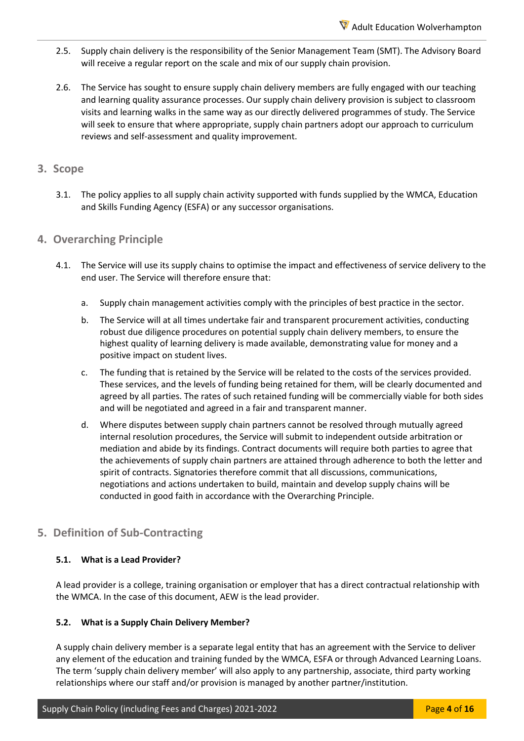2.5. Supply chain delivery is the responsibility of the Senior Management Team (SMT). The Advisory Board will receive a regular report on the scale and mix of our supply chain provision.

2.6. The Service has sought to ensure supply chain delivery members are fully engaged with our teaching and learning quality assurance processes. Our supply chain delivery provision is subject to classroom visits and learning walks in the same way as our directly delivered programmes of study. The Service will seek to ensure that where appropriate, supply chain partners adopt our approach to curriculum reviews and self-assessment and quality improvement.

## 3. Scope

3.1. The policy applies to all supply chain activity supported with funds supplied by the WMCA, Education and Skills Funding Agency (ESFA) or any successor organisations.

## 4. Overarching Principle

4.1. The Service will use its supply chains to optimise the impact and effectiveness of service delivery to the end user. The Service will therefore ensure that:

a. Supply chain management activities comply with the principles of best practice in the sector.

b. The Service will at all times undertake fair and transparent procurement activities, conducting robust due diligence procedures on potential supply chain delivery members, to ensure the highest quality of learning delivery is made available, demonstrating value for money and a positive impact on student lives.

c. The funding that is retained by the Service will be related to the costs of the services provided. These services, and the levels of funding being retained for them, will be clearly documented and agreed by all parties. The rates of such retained funding will be commercially viable for both sides and will be negotiated and agreed in a fair and transparent manner.

d. Where disputes between supply chain partners cannot be resolved through mutually agreed internal resolution procedures, the Service will submit to independent outside arbitration or mediation and abide by its findings. Contract documents will require both parties to agree that the achievements of supply chain partners are attained through adherence to both the letter and spirit of contracts. Signatories therefore commit that all discussions, communications, negotiations and actions undertaken to build, maintain and develop supply chains will be conducted in good faith in accordance with the Overarching Principle.

## 5. Definition of Sub-Contracting

### 5.1. What is a Lead Provider?

A lead provider is a college, training organisation or employer that has a direct contractual relationship with the WMCA. In the case of this document, AEW is the lead provider.

### 5.2. What is a Supply Chain Delivery Member?

A supply chain delivery member is a separate legal entity that has an agreement with the Service to deliver any element of the education and training funded by the WMCA, ESFA or through Advanced Learning Loans. The term 'supply chain delivery member' will also apply to any partnership, associate, third party working relationships where our staff and/or provision is managed by another partner/institution.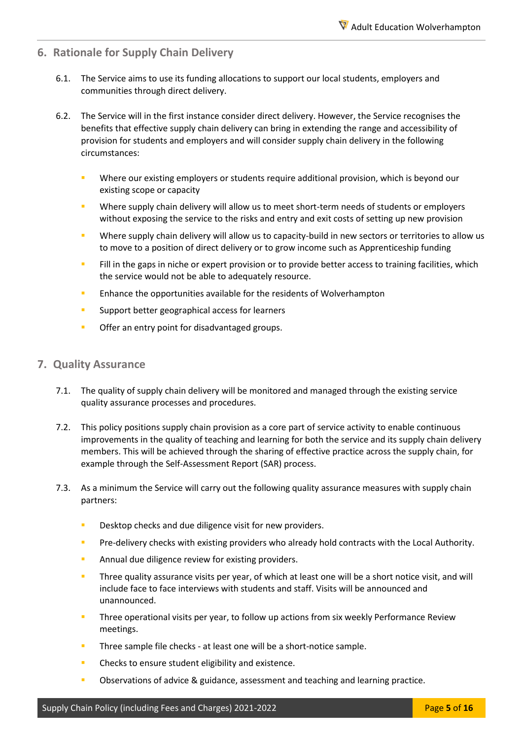## 6. Rationale for Supply Chain Delivery

6.1. The Service aims to use its funding allocations to support our local students, employers and communities through direct delivery.

6.2. The Service will in the first instance consider direct delivery. However, the Service recognises the benefits that effective supply chain delivery can bring in extending the range and accessibility of provision for students and employers and will consider supply chain delivery in the following circumstances:

- Where our existing employers or students require additional provision, which is beyond our existing scope or capacity
- Where supply chain delivery will allow us to meet short-term needs of students or employers without exposing the service to the risks and entry and exit costs of setting up new provision
- Where supply chain delivery will allow us to capacity-build in new sectors or territories to allow us to move to a position of direct delivery or to grow income such as Apprenticeship funding
- Fill in the gaps in niche or expert provision or to provide better access to training facilities, which the service would not be able to adequately resource.
- Enhance the opportunities available for the residents of Wolverhampton
- Support better geographical access for learners
- Offer an entry point for disadvantaged groups.

## 7. Quality Assurance

7.1. The quality of supply chain delivery will be monitored and managed through the existing service quality assurance processes and procedures.

7.2. This policy positions supply chain provision as a core part of service activity to enable continuous improvements in the quality of teaching and learning for both the service and its supply chain delivery members. This will be achieved through the sharing of effective practice across the supply chain, for example through the Self-Assessment Report (SAR) process.

7.3. As a minimum the Service will carry out the following quality assurance measures with supply chain partners:

- Desktop checks and due diligence visit for new providers.
- Pre-delivery checks with existing providers who already hold contracts with the Local Authority.
- Annual due diligence review for existing providers.
- Three quality assurance visits per year, of which at least one will be a short notice visit, and will include face to face interviews with students and staff. Visits will be announced and unannounced.
- Three operational visits per year, to follow up actions from six weekly Performance Review meetings.
- Three sample file checks - at least one will be a short-notice sample.
- Checks to ensure student eligibility and existence.
- Observations of advice & guidance, assessment and teaching and learning practice.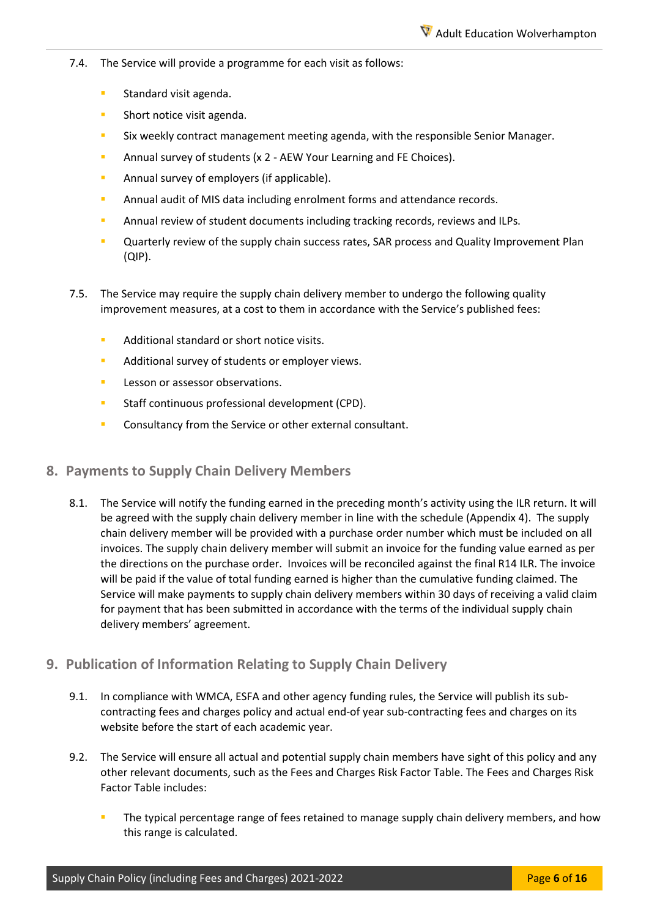7.4. The Service will provide a programme for each visit as follows:

- Standard visit agenda.
- Short notice visit agenda.
- Six weekly contract management meeting agenda, with the responsible Senior Manager.
- Annual survey of students (x 2 - AEW Your Learning and FE Choices).
- Annual survey of employers (if applicable).
- Annual audit of MIS data including enrolment forms and attendance records.
- Annual review of student documents including tracking records, reviews and ILPs.
- Quarterly review of the supply chain success rates, SAR process and Quality Improvement Plan (QIP).

7.5. The Service may require the supply chain delivery member to undergo the following quality improvement measures, at a cost to them in accordance with the Service's published fees:

- Additional standard or short notice visits.
- Additional survey of students or employer views.
- Lesson or assessor observations.
- Staff continuous professional development (CPD).
- Consultancy from the Service or other external consultant.

## 8. Payments to Supply Chain Delivery Members

8.1. The Service will notify the funding earned in the preceding month's activity using the ILR return. It will be agreed with the supply chain delivery member in line with the schedule (Appendix 4). The supply chain delivery member will be provided with a purchase order number which must be included on all invoices. The supply chain delivery member will submit an invoice for the funding value earned as per the directions on the purchase order. Invoices will be reconciled against the final R14 ILR. The invoice will be paid if the value of total funding earned is higher than the cumulative funding claimed. The Service will make payments to supply chain delivery members within 30 days of receiving a valid claim for payment that has been submitted in accordance with the terms of the individual supply chain delivery members' agreement.

## 9. Publication of Information Relating to Supply Chain Delivery

9.1. In compliance with WMCA, ESFA and other agency funding rules, the Service will publish its sub-contracting fees and charges policy and actual end-of year sub-contracting fees and charges on its website before the start of each academic year.

9.2. The Service will ensure all actual and potential supply chain members have sight of this policy and any other relevant documents, such as the Fees and Charges Risk Factor Table. The Fees and Charges Risk Factor Table includes:

- The typical percentage range of fees retained to manage supply chain delivery members, and how this range is calculated.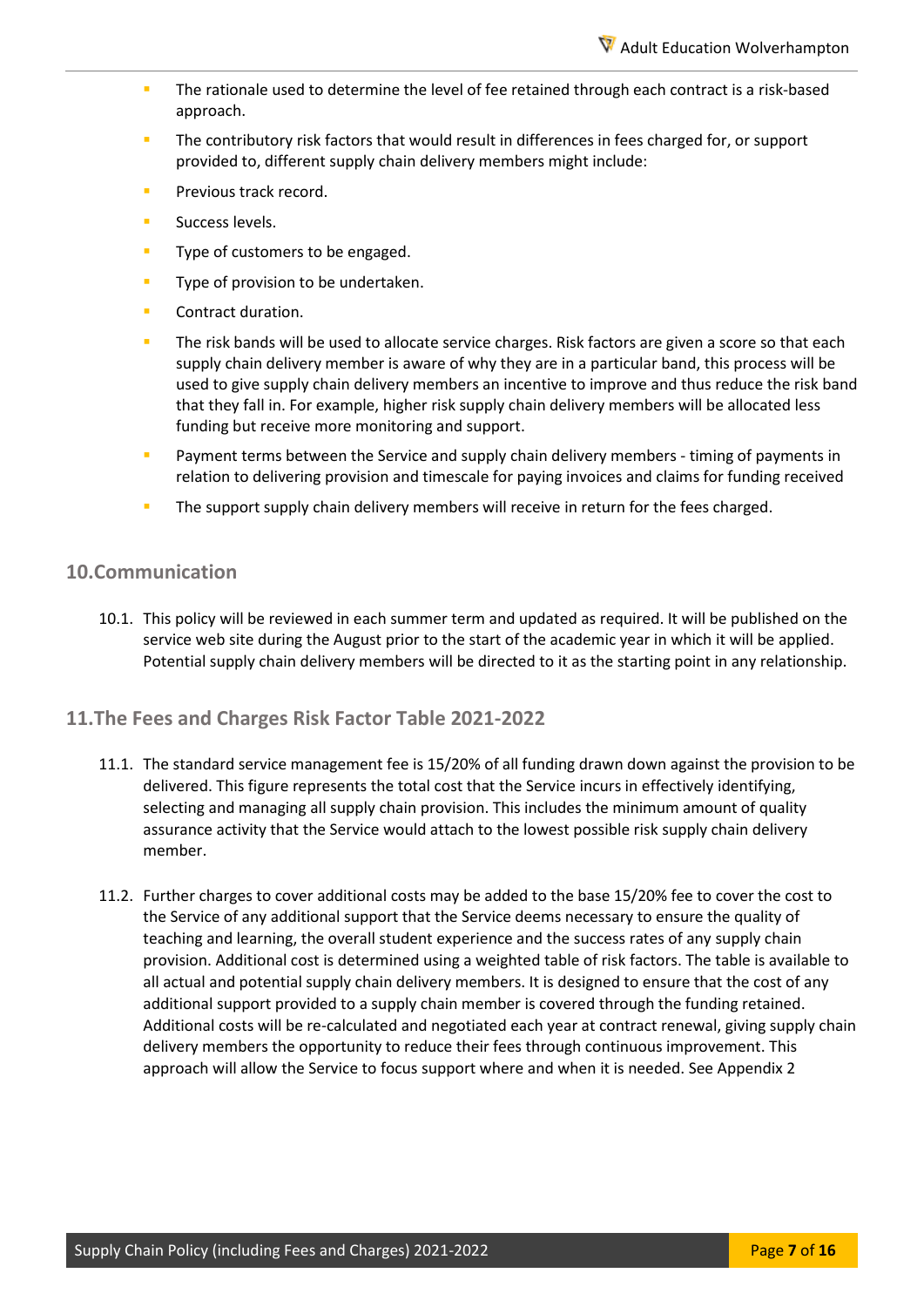- The rationale used to determine the level of fee retained through each contract is a risk-based approach.
- The contributory risk factors that would result in differences in fees charged for, or support provided to, different supply chain delivery members might include:
- Previous track record.
- Success levels.
- Type of customers to be engaged.
- Type of provision to be undertaken.
- Contract duration.
- The risk bands will be used to allocate service charges. Risk factors are given a score so that each supply chain delivery member is aware of why they are in a particular band, this process will be used to give supply chain delivery members an incentive to improve and thus reduce the risk band that they fall in. For example, higher risk supply chain delivery members will be allocated less funding but receive more monitoring and support.
- Payment terms between the Service and supply chain delivery members - timing of payments in relation to delivering provision and timescale for paying invoices and claims for funding received
- The support supply chain delivery members will receive in return for the fees charged.

## 10. Communication

10.1. This policy will be reviewed in each summer term and updated as required. It will be published on the service web site during the August prior to the start of the academic year in which it will be applied. Potential supply chain delivery members will be directed to it as the starting point in any relationship.

## 11. The Fees and Charges Risk Factor Table 2021-2022

11.1. The standard service management fee is 15/20% of all funding drawn down against the provision to be delivered. This figure represents the total cost that the Service incurs in effectively identifying, selecting and managing all supply chain provision. This includes the minimum amount of quality assurance activity that the Service would attach to the lowest possible risk supply chain delivery member.

11.2. Further charges to cover additional costs may be added to the base 15/20% fee to cover the cost to the Service of any additional support that the Service deems necessary to ensure the quality of teaching and learning, the overall student experience and the success rates of any supply chain provision. Additional cost is determined using a weighted table of risk factors. The table is available to all actual and potential supply chain delivery members. It is designed to ensure that the cost of any additional support provided to a supply chain member is covered through the funding retained. Additional costs will be re-calculated and negotiated each year at contract renewal, giving supply chain delivery members the opportunity to reduce their fees through continuous improvement. This approach will allow the Service to focus support where and when it is needed. See Appendix 2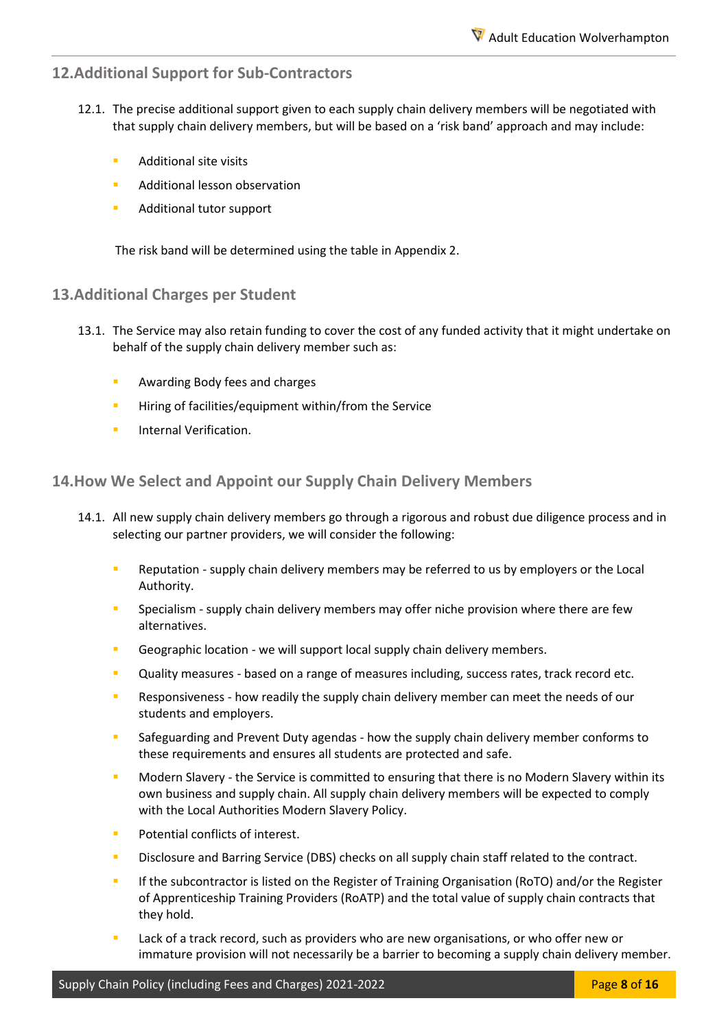## 12. Additional Support for Sub-Contractors

12.1. The precise additional support given to each supply chain delivery members will be negotiated with that supply chain delivery members, but will be based on a 'risk band' approach and may include:

- Additional site visits
- Additional lesson observation
- Additional tutor support

The risk band will be determined using the table in Appendix 2.

## 13. Additional Charges per Student

13.1. The Service may also retain funding to cover the cost of any funded activity that it might undertake on behalf of the supply chain delivery member such as:

- Awarding Body fees and charges
- Hiring of facilities/equipment within/from the Service
- Internal Verification.

## 14. How We Select and Appoint our Supply Chain Delivery Members

14.1. All new supply chain delivery members go through a rigorous and robust due diligence process and in selecting our partner providers, we will consider the following:

- Reputation - supply chain delivery members may be referred to us by employers or the Local Authority.
- Specialism - supply chain delivery members may offer niche provision where there are few alternatives.
- Geographic location - we will support local supply chain delivery members.
- Quality measures - based on a range of measures including, success rates, track record etc.
- Responsiveness - how readily the supply chain delivery member can meet the needs of our students and employers.
- Safeguarding and Prevent Duty agendas - how the supply chain delivery member conforms to these requirements and ensures all students are protected and safe.
- Modern Slavery - the Service is committed to ensuring that there is no Modern Slavery within its own business and supply chain. All supply chain delivery members will be expected to comply with the Local Authorities Modern Slavery Policy.
- Potential conflicts of interest.
- Disclosure and Barring Service (DBS) checks on all supply chain staff related to the contract.
- If the subcontractor is listed on the Register of Training Organisation (RoTO) and/or the Register of Apprenticeship Training Providers (RoATP) and the total value of supply chain contracts that they hold.
- Lack of a track record, such as providers who are new organisations, or who offer new or immature provision will not necessarily be a barrier to becoming a supply chain delivery member.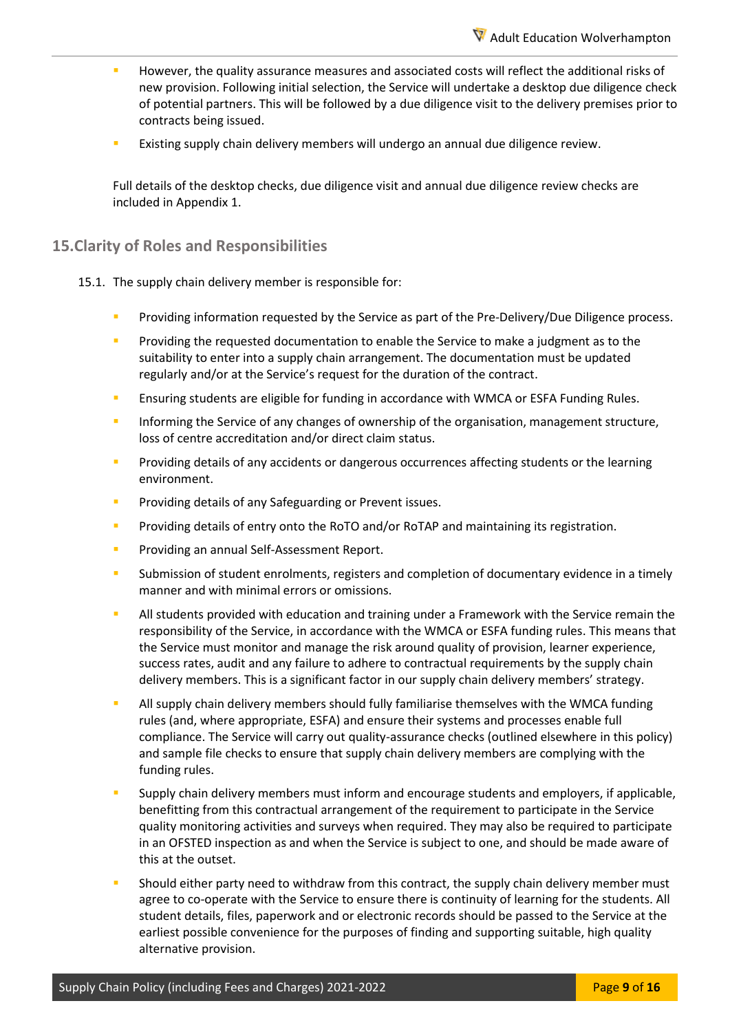- However, the quality assurance measures and associated costs will reflect the additional risks of new provision. Following initial selection, the Service will undertake a desktop due diligence check of potential partners. This will be followed by a due diligence visit to the delivery premises prior to contracts being issued.
- Existing supply chain delivery members will undergo an annual due diligence review.

Full details of the desktop checks, due diligence visit and annual due diligence review checks are included in Appendix 1.

## 15. Clarity of Roles and Responsibilities

15.1. The supply chain delivery member is responsible for:

- Providing information requested by the Service as part of the Pre-Delivery/Due Diligence process.
- Providing the requested documentation to enable the Service to make a judgment as to the suitability to enter into a supply chain arrangement. The documentation must be updated regularly and/or at the Service's request for the duration of the contract.
- Ensuring students are eligible for funding in accordance with WMCA or ESFA Funding Rules.
- Informing the Service of any changes of ownership of the organisation, management structure, loss of centre accreditation and/or direct claim status.
- Providing details of any accidents or dangerous occurrences affecting students or the learning environment.
- Providing details of any Safeguarding or Prevent issues.
- Providing details of entry onto the RoTO and/or RoTAP and maintaining its registration.
- Providing an annual Self-Assessment Report.
- Submission of student enrolments, registers and completion of documentary evidence in a timely manner and with minimal errors or omissions.
- All students provided with education and training under a Framework with the Service remain the responsibility of the Service, in accordance with the WMCA or ESFA funding rules. This means that the Service must monitor and manage the risk around quality of provision, learner experience, success rates, audit and any failure to adhere to contractual requirements by the supply chain delivery members. This is a significant factor in our supply chain delivery members' strategy.
- All supply chain delivery members should fully familiarise themselves with the WMCA funding rules (and, where appropriate, ESFA) and ensure their systems and processes enable full compliance. The Service will carry out quality-assurance checks (outlined elsewhere in this policy) and sample file checks to ensure that supply chain delivery members are complying with the funding rules.
- Supply chain delivery members must inform and encourage students and employers, if applicable, benefitting from this contractual arrangement of the requirement to participate in the Service quality monitoring activities and surveys when required. They may also be required to participate in an OFSTED inspection as and when the Service is subject to one, and should be made aware of this at the outset.
- Should either party need to withdraw from this contract, the supply chain delivery member must agree to co-operate with the Service to ensure there is continuity of learning for the students. All student details, files, paperwork and or electronic records should be passed to the Service at the earliest possible convenience for the purposes of finding and supporting suitable, high quality alternative provision.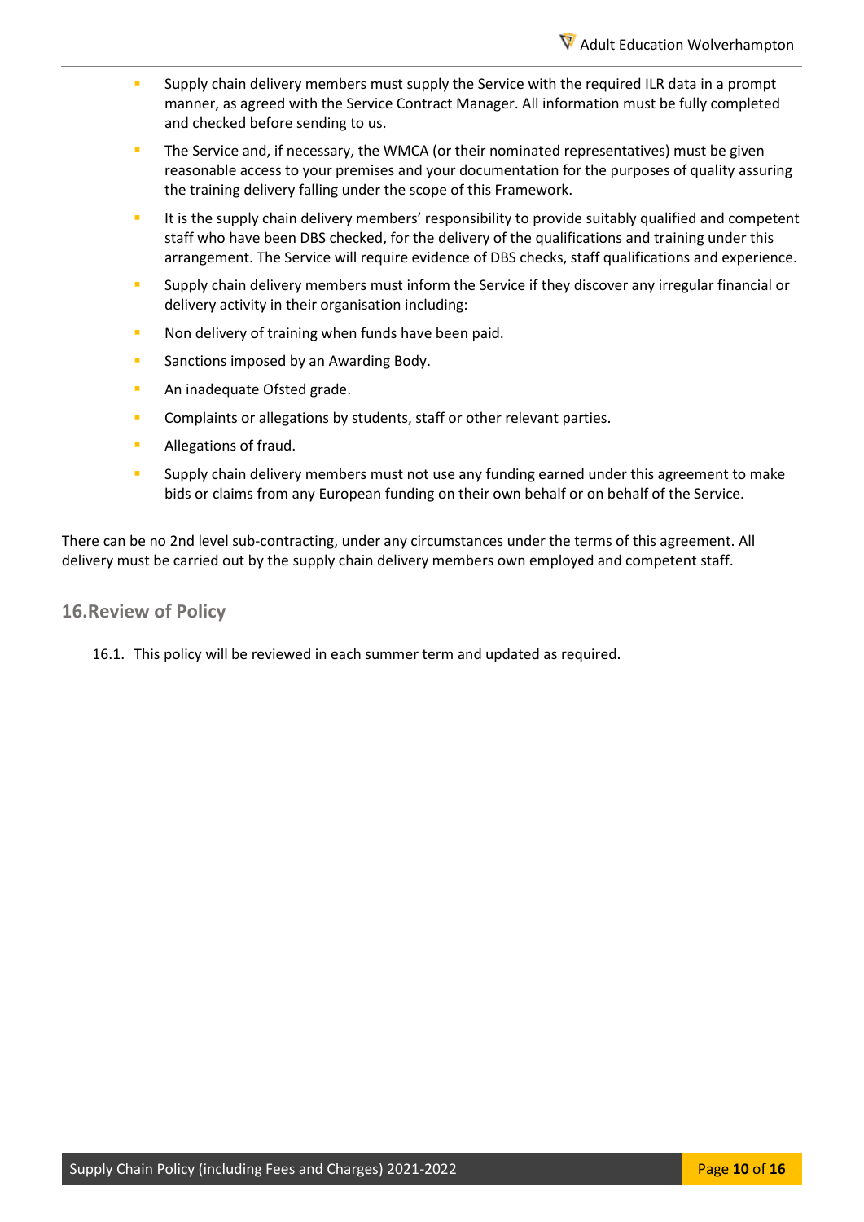- Supply chain delivery members must supply the Service with the required ILR data in a prompt manner, as agreed with the Service Contract Manager. All information must be fully completed and checked before sending to us.
- The Service and, if necessary, the WMCA (or their nominated representatives) must be given reasonable access to your premises and your documentation for the purposes of quality assuring the training delivery falling under the scope of this Framework.
- It is the supply chain delivery members' responsibility to provide suitably qualified and competent staff who have been DBS checked, for the delivery of the qualifications and training under this arrangement. The Service will require evidence of DBS checks, staff qualifications and experience.
- Supply chain delivery members must inform the Service if they discover any irregular financial or delivery activity in their organisation including:
- Non delivery of training when funds have been paid.
- Sanctions imposed by an Awarding Body.
- An inadequate Ofsted grade.
- Complaints or allegations by students, staff or other relevant parties.
- Allegations of fraud.
- Supply chain delivery members must not use any funding earned under this agreement to make bids or claims from any European funding on their own behalf or on behalf of the Service.

There can be no 2nd level sub-contracting, under any circumstances under the terms of this agreement. All delivery must be carried out by the supply chain delivery members own employed and competent staff.

## 16. Review of Policy

16.1. This policy will be reviewed in each summer term and updated as required.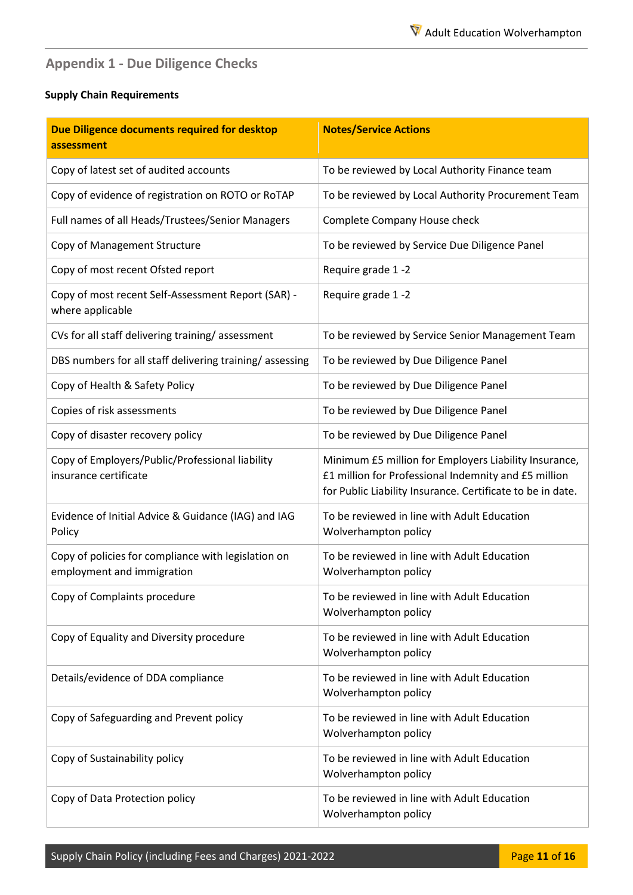## Appendix 1 - Due Diligence Checks

**Supply Chain Requirements**

| Due Diligence documents required for desktop assessment | Notes/Service Actions |
|---|---|
| Copy of latest set of audited accounts | To be reviewed by Local Authority Finance team |
| Copy of evidence of registration on ROTO or RoTAP | To be reviewed by Local Authority Procurement Team |
| Full names of all Heads/Trustees/Senior Managers | Complete Company House check |
| Copy of Management Structure | To be reviewed by Service Due Diligence Panel |
| Copy of most recent Ofsted report | Require grade 1 -2 |
| Copy of most recent Self-Assessment Report (SAR) - where applicable | Require grade 1 -2 |
| CVs for all staff delivering training/ assessment | To be reviewed by Service Senior Management Team |
| DBS numbers for all staff delivering training/ assessing | To be reviewed by Due Diligence Panel |
| Copy of Health & Safety Policy | To be reviewed by Due Diligence Panel |
| Copies of risk assessments | To be reviewed by Due Diligence Panel |
| Copy of disaster recovery policy | To be reviewed by Due Diligence Panel |
| Copy of Employers/Public/Professional liability insurance certificate | Minimum £5 million for Employers Liability Insurance, £1 million for Professional Indemnity and £5 million for Public Liability Insurance. Certificate to be in date. |
| Evidence of Initial Advice & Guidance (IAG) and IAG Policy | To be reviewed in line with Adult Education Wolverhampton policy |
| Copy of policies for compliance with legislation on employment and immigration | To be reviewed in line with Adult Education Wolverhampton policy |
| Copy of Complaints procedure | To be reviewed in line with Adult Education Wolverhampton policy |
| Copy of Equality and Diversity procedure | To be reviewed in line with Adult Education Wolverhampton policy |
| Details/evidence of DDA compliance | To be reviewed in line with Adult Education Wolverhampton policy |
| Copy of Safeguarding and Prevent policy | To be reviewed in line with Adult Education Wolverhampton policy |
| Copy of Sustainability policy | To be reviewed in line with Adult Education Wolverhampton policy |
| Copy of Data Protection policy | To be reviewed in line with Adult Education Wolverhampton policy |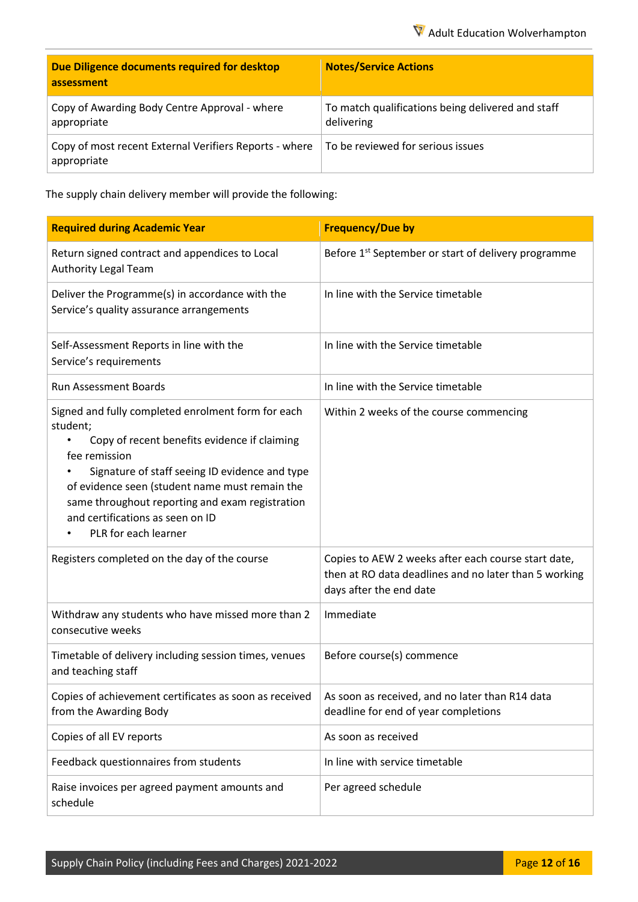| Due Diligence documents required for desktop assessment | Notes/Service Actions |
|---|---|
| Copy of Awarding Body Centre Approval - where appropriate | To match qualifications being delivered and staff delivering |
| Copy of most recent External Verifiers Reports - where appropriate | To be reviewed for serious issues |

The supply chain delivery member will provide the following:

| Required during Academic Year | Frequency/Due by |
|---|---|
| Return signed contract and appendices to Local Authority Legal Team | Before 1st September or start of delivery programme |
| Deliver the Programme(s) in accordance with the Service's quality assurance arrangements | In line with the Service timetable |
| Self-Assessment Reports in line with the Service's requirements | In line with the Service timetable |
| Run Assessment Boards | In line with the Service timetable |
| Signed and fully completed enrolment form for each student; • Copy of recent benefits evidence if claiming fee remission • Signature of staff seeing ID evidence and type of evidence seen (student name must remain the same throughout reporting and exam registration and certifications as seen on ID • PLR for each learner | Within 2 weeks of the course commencing |
| Registers completed on the day of the course | Copies to AEW 2 weeks after each course start date, then at RO data deadlines and no later than 5 working days after the end date |
| Withdraw any students who have missed more than 2 consecutive weeks | Immediate |
| Timetable of delivery including session times, venues and teaching staff | Before course(s) commence |
| Copies of achievement certificates as soon as received from the Awarding Body | As soon as received, and no later than R14 data deadline for end of year completions |
| Copies of all EV reports | As soon as received |
| Feedback questionnaires from students | In line with service timetable |
| Raise invoices per agreed payment amounts and schedule | Per agreed schedule |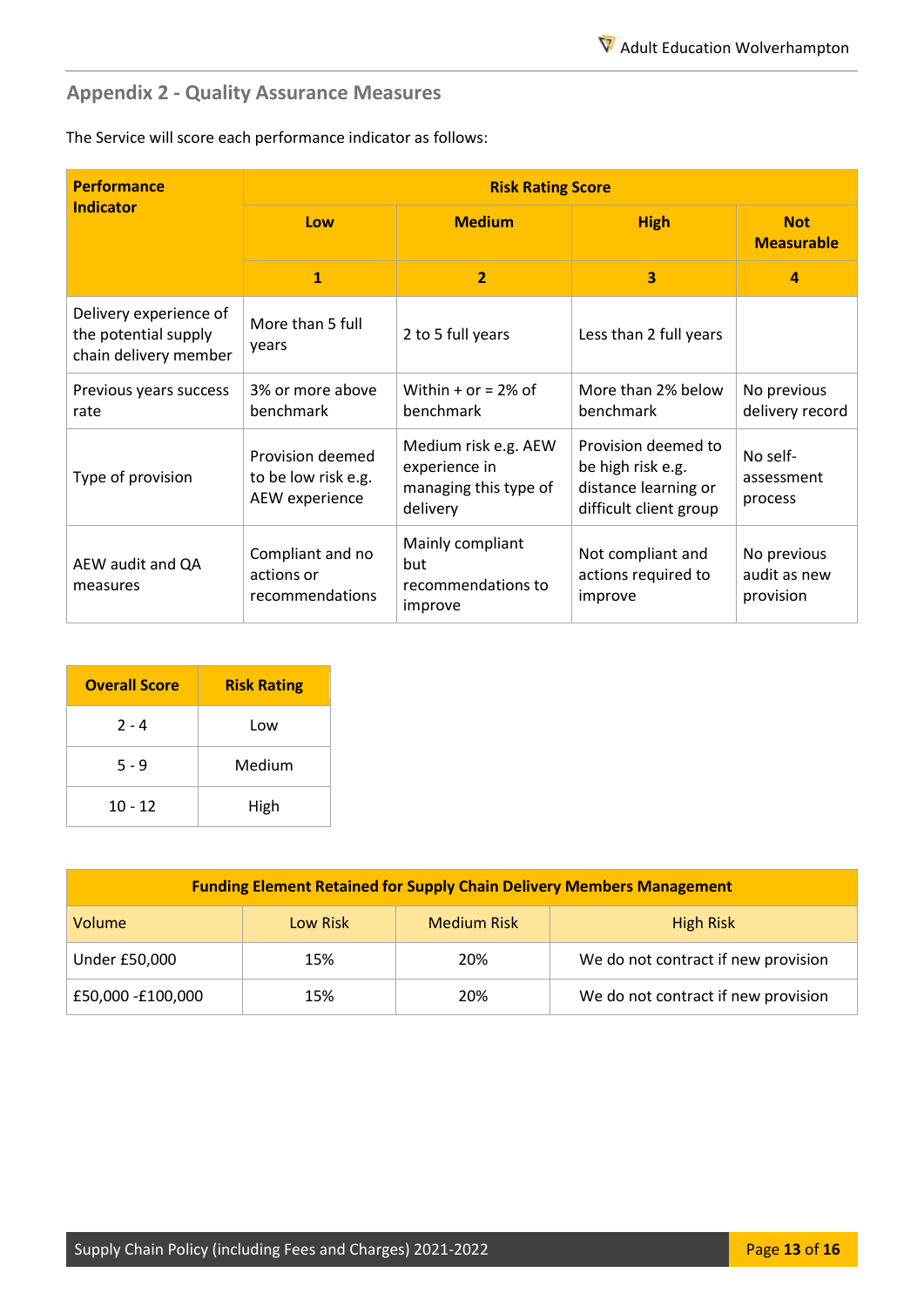## Appendix 2 - Quality Assurance Measures

The Service will score each performance indicator as follows:

| Performance Indicator | Risk Rating Score | | | |
|---|---|---|---|---|
| | Low | Medium | High | Not Measurable |
| | 1 | 2 | 3 | 4 |
| Delivery experience of the potential supply chain delivery member | More than 5 full years | 2 to 5 full years | Less than 2 full years | |
| Previous years success rate | 3% or more above benchmark | Within + or = 2% of benchmark | More than 2% below benchmark | No previous delivery record |
| Type of provision | Provision deemed to be low risk e.g. AEW experience | Medium risk e.g. AEW experience in managing this type of delivery | Provision deemed to be high risk e.g. distance learning or difficult client group | No self-assessment process |
| AEW audit and QA measures | Compliant and no actions or recommendations | Mainly compliant but recommendations to improve | Not compliant and actions required to improve | No previous audit as new provision |

| Overall Score | Risk Rating |
|---|---|
| 2 - 4 | Low |
| 5 - 9 | Medium |
| 10 - 12 | High |

| Funding Element Retained for Supply Chain Delivery Members Management | | | |
|---|---|---|---|
| Volume | Low Risk | Medium Risk | High Risk |
| Under £50,000 | 15% | 20% | We do not contract if new provision |
| £50,000 -£100,000 | 15% | 20% | We do not contract if new provision |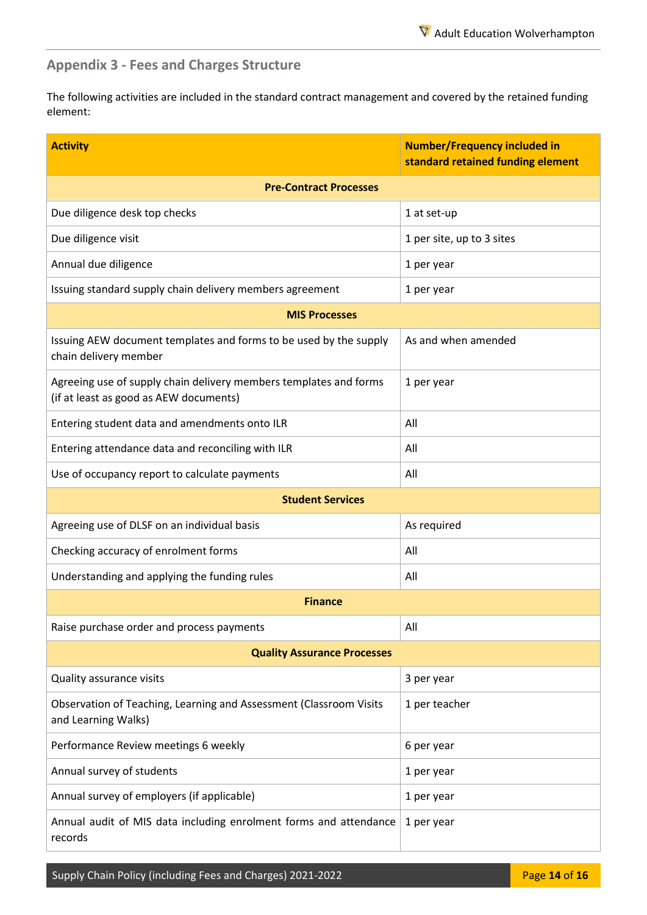## Appendix 3 - Fees and Charges Structure

The following activities are included in the standard contract management and covered by the retained funding element:

| Activity | Number/Frequency included in standard retained funding element |
|---|---|
| **Pre-Contract Processes** | |
| Due diligence desk top checks | 1 at set-up |
| Due diligence visit | 1 per site, up to 3 sites |
| Annual due diligence | 1 per year |
| Issuing standard supply chain delivery members agreement | 1 per year |
| **MIS Processes** | |
| Issuing AEW document templates and forms to be used by the supply chain delivery member | As and when amended |
| Agreeing use of supply chain delivery members templates and forms (if at least as good as AEW documents) | 1 per year |
| Entering student data and amendments onto ILR | All |
| Entering attendance data and reconciling with ILR | All |
| Use of occupancy report to calculate payments | All |
| **Student Services** | |
| Agreeing use of DLSF on an individual basis | As required |
| Checking accuracy of enrolment forms | All |
| Understanding and applying the funding rules | All |
| **Finance** | |
| Raise purchase order and process payments | All |
| **Quality Assurance Processes** | |
| Quality assurance visits | 3 per year |
| Observation of Teaching, Learning and Assessment (Classroom Visits and Learning Walks) | 1 per teacher |
| Performance Review meetings 6 weekly | 6 per year |
| Annual survey of students | 1 per year |
| Annual survey of employers (if applicable) | 1 per year |
| Annual audit of MIS data including enrolment forms and attendance records | 1 per year |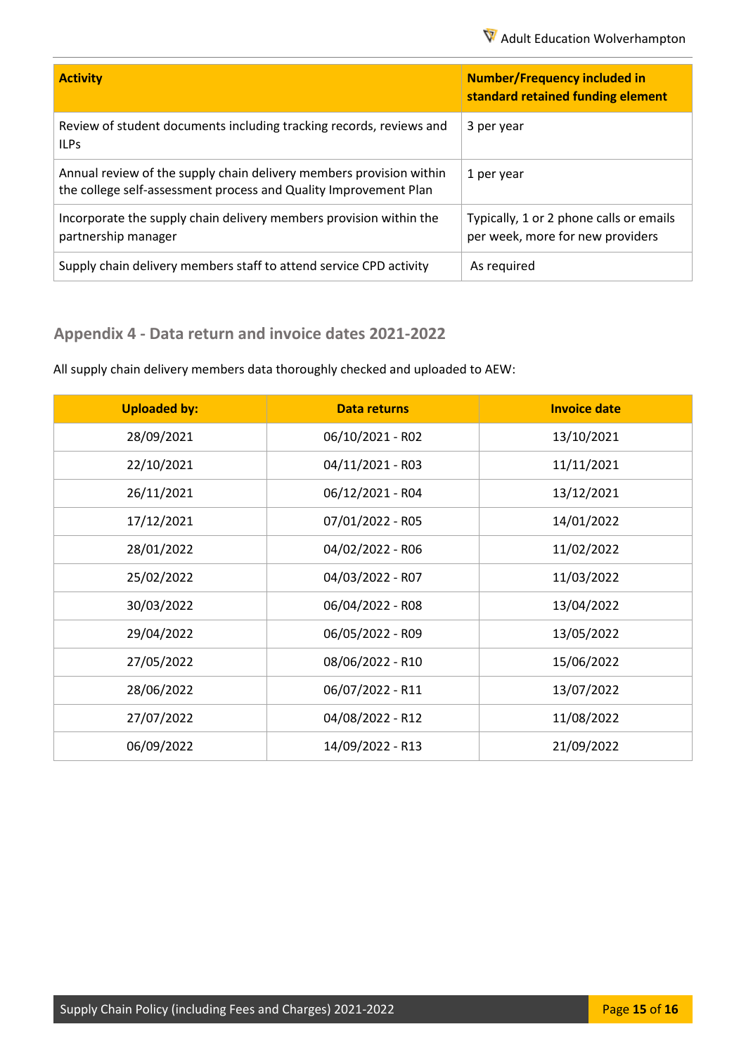| Activity | Number/Frequency included in standard retained funding element |
|---|---|
| Review of student documents including tracking records, reviews and ILPs | 3 per year |
| Annual review of the supply chain delivery members provision within the college self-assessment process and Quality Improvement Plan | 1 per year |
| Incorporate the supply chain delivery members provision within the partnership manager | Typically, 1 or 2 phone calls or emails per week, more for new providers |
| Supply chain delivery members staff to attend service CPD activity | As required |

## Appendix 4 - Data return and invoice dates 2021-2022

All supply chain delivery members data thoroughly checked and uploaded to AEW:

| Uploaded by: | Data returns | Invoice date |
|---|---|---|
| 28/09/2021 | 06/10/2021 - R02 | 13/10/2021 |
| 22/10/2021 | 04/11/2021 - R03 | 11/11/2021 |
| 26/11/2021 | 06/12/2021 - R04 | 13/12/2021 |
| 17/12/2021 | 07/01/2022 - R05 | 14/01/2022 |
| 28/01/2022 | 04/02/2022 - R06 | 11/02/2022 |
| 25/02/2022 | 04/03/2022 - R07 | 11/03/2022 |
| 30/03/2022 | 06/04/2022 - R08 | 13/04/2022 |
| 29/04/2022 | 06/05/2022 - R09 | 13/05/2022 |
| 27/05/2022 | 08/06/2022 - R10 | 15/06/2022 |
| 28/06/2022 | 06/07/2022 - R11 | 13/07/2022 |
| 27/07/2022 | 04/08/2022 - R12 | 11/08/2022 |
| 06/09/2022 | 14/09/2022 - R13 | 21/09/2022 |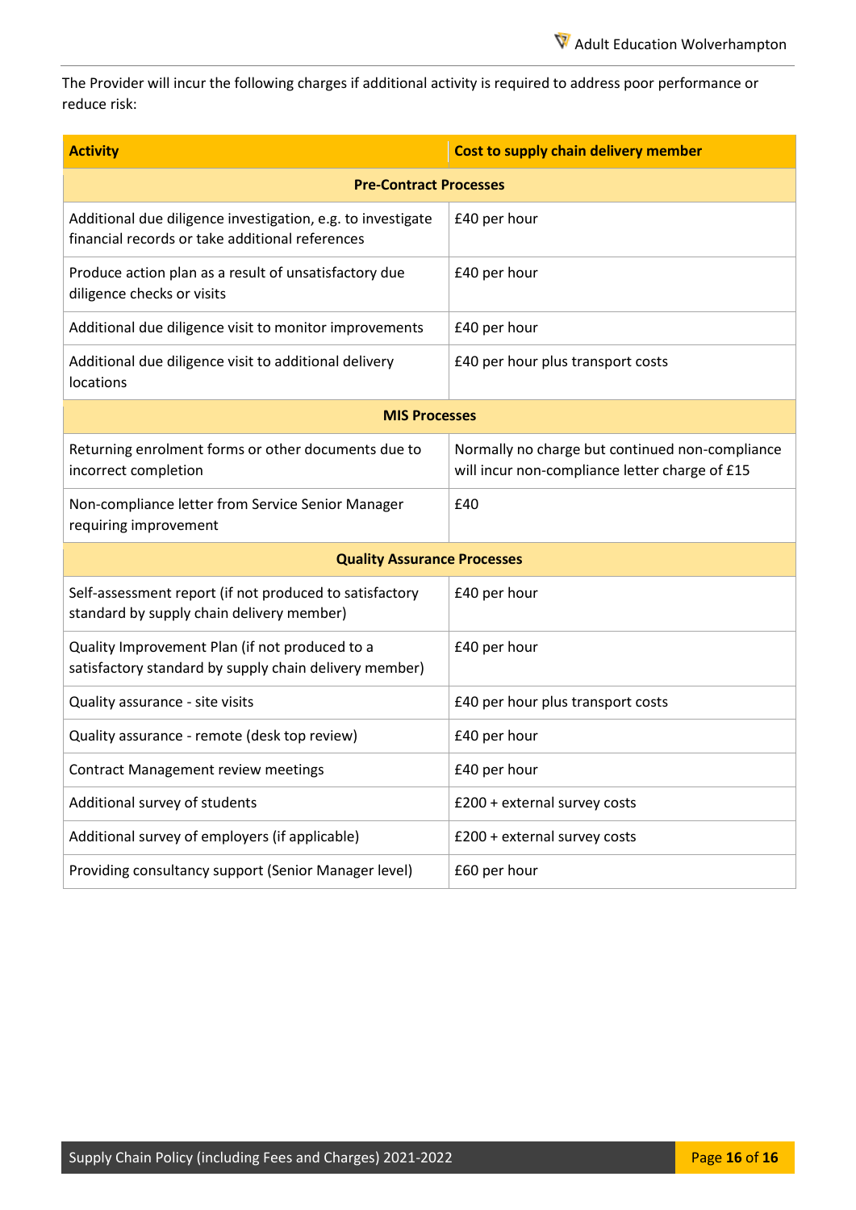The Provider will incur the following charges if additional activity is required to address poor performance or reduce risk:

| **Activity** | **Cost to supply chain delivery member** |
|---|---|
| **Pre-Contract Processes** | |
| Additional due diligence investigation, e.g. to investigate financial records or take additional references | £40 per hour |
| Produce action plan as a result of unsatisfactory due diligence checks or visits | £40 per hour |
| Additional due diligence visit to monitor improvements | £40 per hour |
| Additional due diligence visit to additional delivery locations | £40 per hour plus transport costs |
| **MIS Processes** | |
| Returning enrolment forms or other documents due to incorrect completion | Normally no charge but continued non-compliance will incur non-compliance letter charge of £15 |
| Non-compliance letter from Service Senior Manager requiring improvement | £40 |
| **Quality Assurance Processes** | |
| Self-assessment report (if not produced to satisfactory standard by supply chain delivery member) | £40 per hour |
| Quality Improvement Plan (if not produced to a satisfactory standard by supply chain delivery member) | £40 per hour |
| Quality assurance - site visits | £40 per hour plus transport costs |
| Quality assurance - remote (desk top review) | £40 per hour |
| Contract Management review meetings | £40 per hour |
| Additional survey of students | £200 + external survey costs |
| Additional survey of employers (if applicable) | £200 + external survey costs |
| Providing consultancy support (Senior Manager level) | £60 per hour |